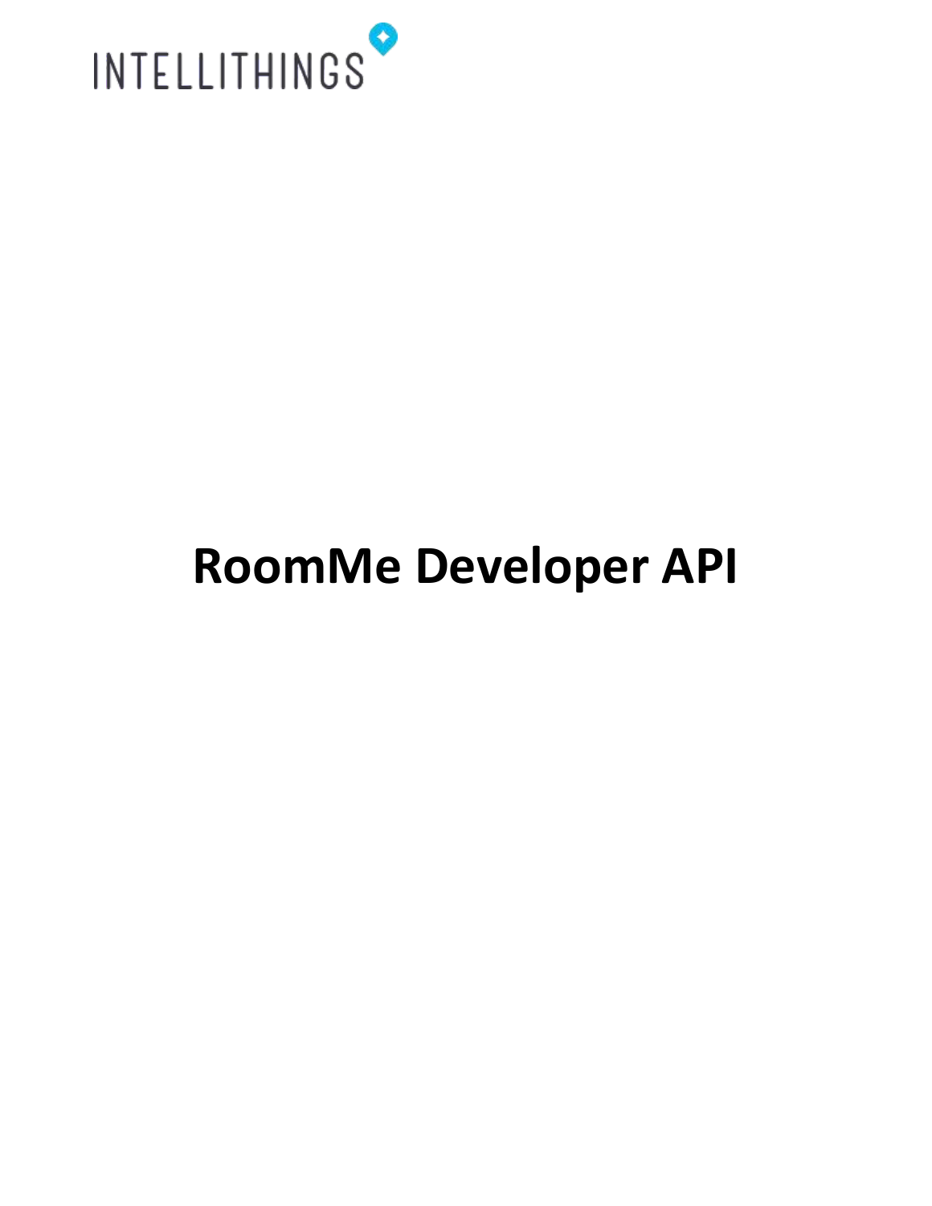INTELLITHINGS

# RoomMe Developer API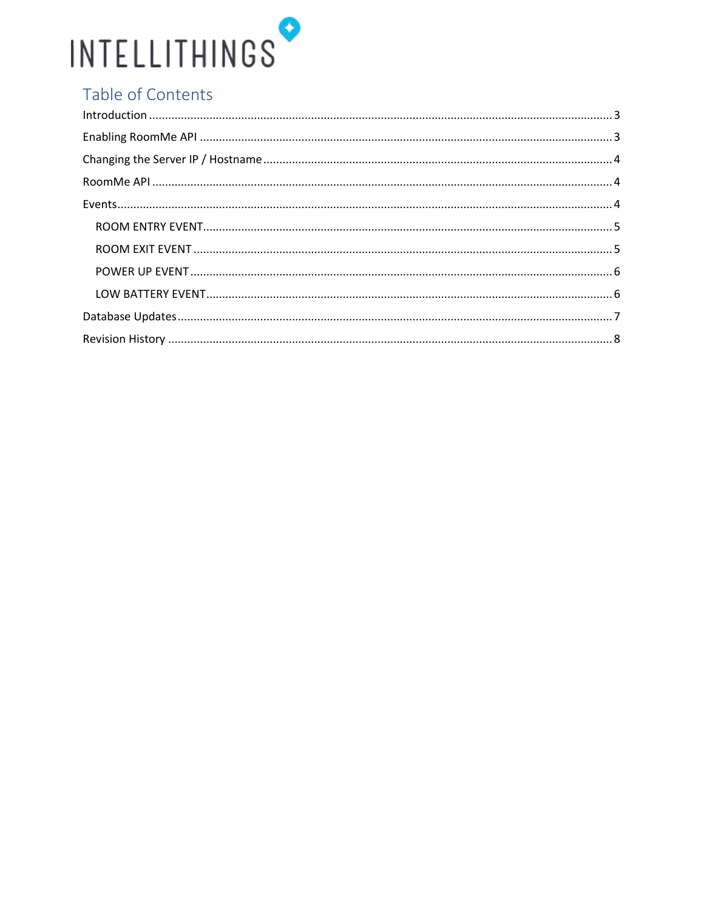INTELLITHINGS

# Table of Contents

Introduction ........................................................................ 3

Enabling RoomMe API ........................................................................ 3

Changing the Server IP / Hostname ........................................................................ 4

RoomMe API ........................................................................ 4

Events ........................................................................ 4

- ROOM ENTRY EVENT ........................................................................ 5
- ROOM EXIT EVENT ........................................................................ 5
- POWER UP EVENT ........................................................................ 6
- LOW BATTERY EVENT ........................................................................ 6

Database Updates ........................................................................ 7

Revision History ........................................................................ 8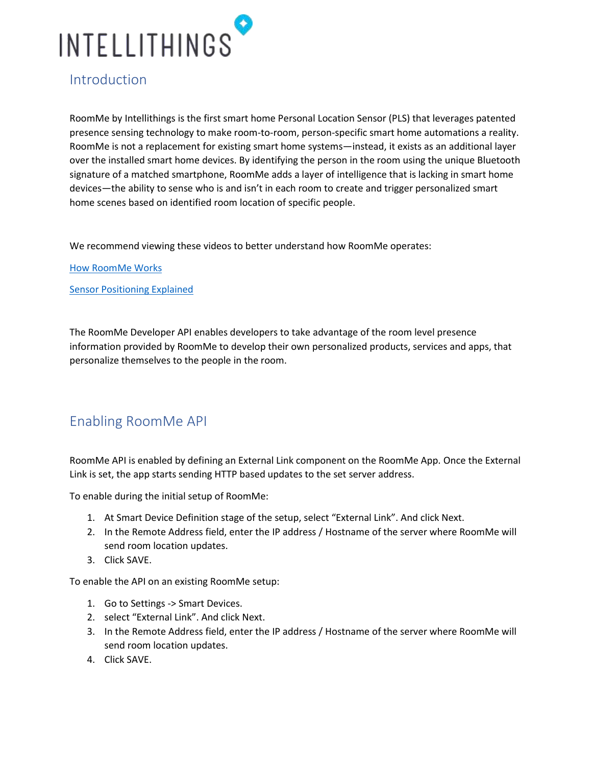INTELLITHINGS

## Introduction

RoomMe by Intellithings is the first smart home Personal Location Sensor (PLS) that leverages patented presence sensing technology to make room-to-room, person-specific smart home automations a reality. RoomMe is not a replacement for existing smart home systems—instead, it exists as an additional layer over the installed smart home devices. By identifying the person in the room using the unique Bluetooth signature of a matched smartphone, RoomMe adds a layer of intelligence that is lacking in smart home devices—the ability to sense who is and isn't in each room to create and trigger personalized smart home scenes based on identified room location of specific people.

We recommend viewing these videos to better understand how RoomMe operates:

How RoomMe Works

Sensor Positioning Explained

The RoomMe Developer API enables developers to take advantage of the room level presence information provided by RoomMe to develop their own personalized products, services and apps, that personalize themselves to the people in the room.

## Enabling RoomMe API

RoomMe API is enabled by defining an External Link component on the RoomMe App. Once the External Link is set, the app starts sending HTTP based updates to the set server address.

To enable during the initial setup of RoomMe:

1. At Smart Device Definition stage of the setup, select "External Link". And click Next.
2. In the Remote Address field, enter the IP address / Hostname of the server where RoomMe will send room location updates.
3. Click SAVE.

To enable the API on an existing RoomMe setup:

1. Go to Settings -> Smart Devices.
2. select "External Link". And click Next.
3. In the Remote Address field, enter the IP address / Hostname of the server where RoomMe will send room location updates.
4. Click SAVE.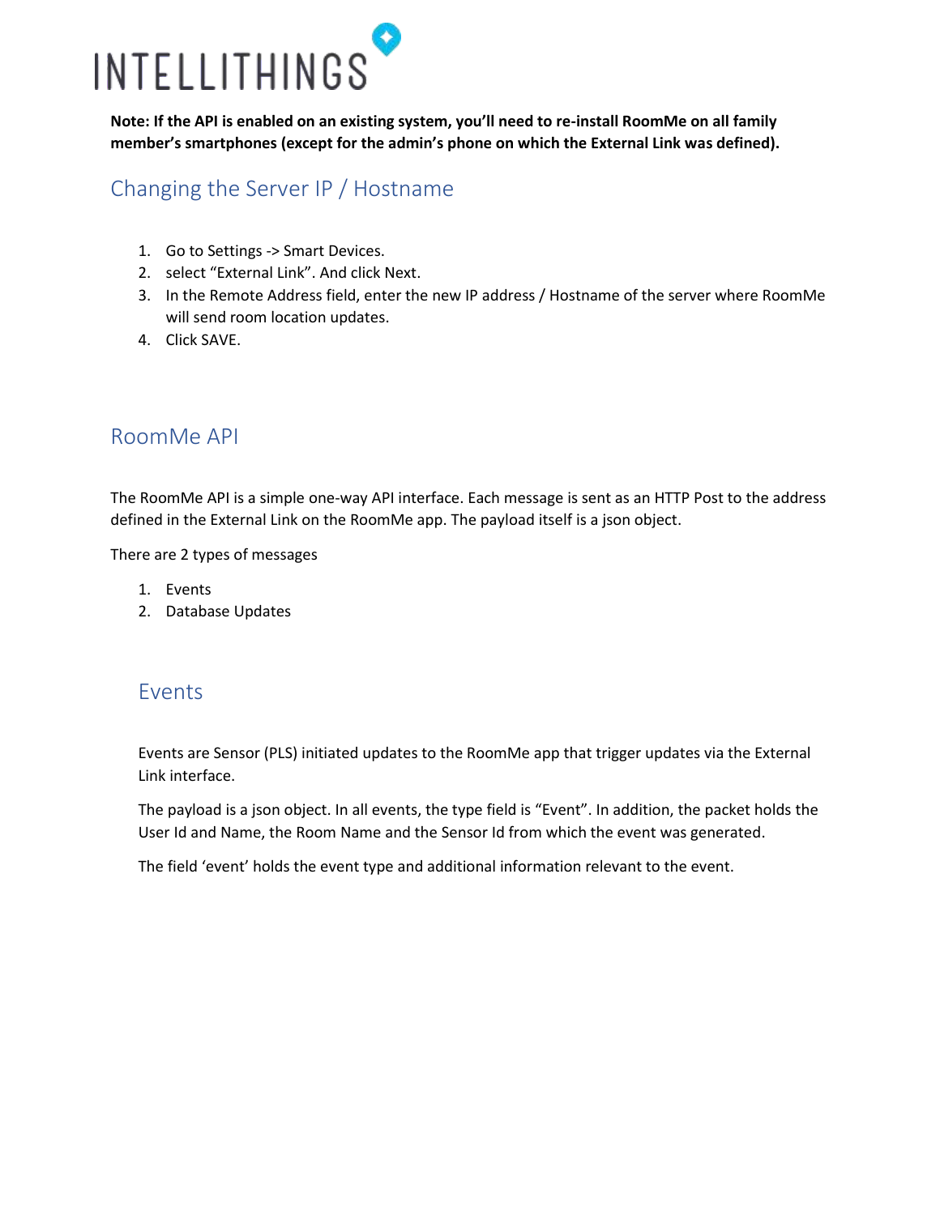**Note: If the API is enabled on an existing system, you'll need to re-install RoomMe on all family member's smartphones (except for the admin's phone on which the External Link was defined).**

## Changing the Server IP / Hostname

1. Go to Settings -> Smart Devices.
2. select "External Link". And click Next.
3. In the Remote Address field, enter the new IP address / Hostname of the server where RoomMe will send room location updates.
4. Click SAVE.

## RoomMe API

The RoomMe API is a simple one-way API interface. Each message is sent as an HTTP Post to the address defined in the External Link on the RoomMe app. The payload itself is a json object.

There are 2 types of messages

1. Events
2. Database Updates

### Events

Events are Sensor (PLS) initiated updates to the RoomMe app that trigger updates via the External Link interface.

The payload is a json object. In all events, the type field is "Event". In addition, the packet holds the User Id and Name, the Room Name and the Sensor Id from which the event was generated.

The field 'event' holds the event type and additional information relevant to the event.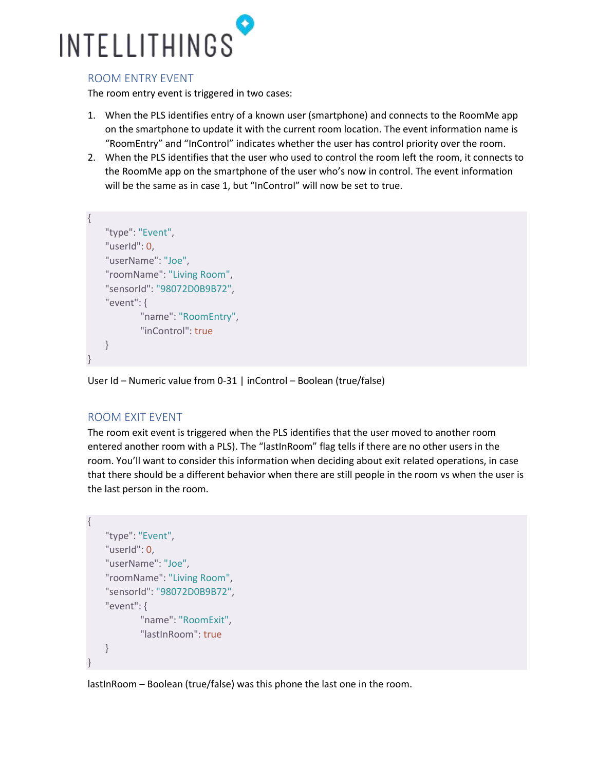## ROOM ENTRY EVENT

The room entry event is triggered in two cases:

1. When the PLS identifies entry of a known user (smartphone) and connects to the RoomMe app on the smartphone to update it with the current room location. The event information name is “RoomEntry” and “InControl” indicates whether the user has control priority over the room.
2. When the PLS identifies that the user who used to control the room left the room, it connects to the RoomMe app on the smartphone of the user who’s now in control. The event information will be the same as in case 1, but “InControl” will now be set to true.

```
{
    "type": "Event",
    "userId": 0,
    "userName": "Joe",
    "roomName": "Living Room",
    "sensorId": "98072D0B9B72",
    "event": {
            "name": "RoomEntry",
            "inControl": true
    }
}
```

User Id – Numeric value from 0-31 | inControl – Boolean (true/false)

## ROOM EXIT EVENT

The room exit event is triggered when the PLS identifies that the user moved to another room entered another room with a PLS). The “lastInRoom” flag tells if there are no other users in the room. You’ll want to consider this information when deciding about exit related operations, in case that there should be a different behavior when there are still people in the room vs when the user is the last person in the room.

```
{
    "type": "Event",
    "userId": 0,
    "userName": "Joe",
    "roomName": "Living Room",
    "sensorId": "98072D0B9B72",
    "event": {
            "name": "RoomExit",
            "lastInRoom": true
    }
}
```

lastInRoom – Boolean (true/false) was this phone the last one in the room.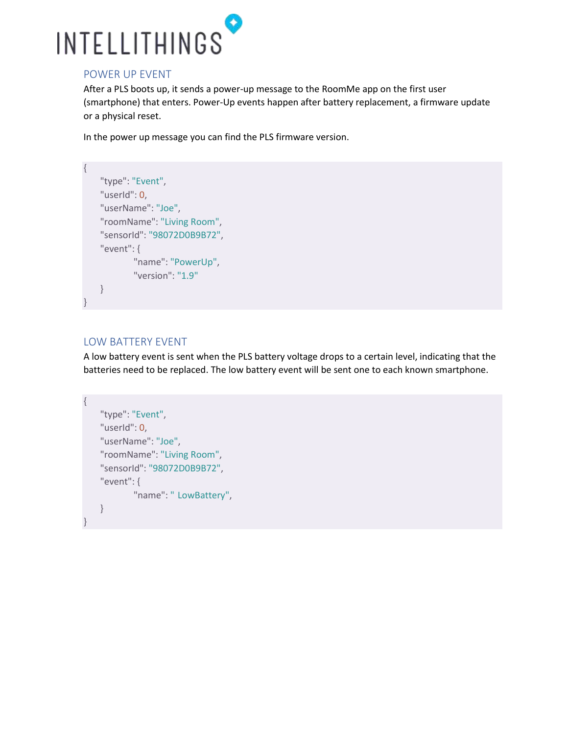## POWER UP EVENT

After a PLS boots up, it sends a power-up message to the RoomMe app on the first user (smartphone) that enters. Power-Up events happen after battery replacement, a firmware update or a physical reset.

In the power up message you can find the PLS firmware version.

```
{
    "type": "Event",
    "userId": 0,
    "userName": "Joe",
    "roomName": "Living Room",
    "sensorId": "98072D0B9B72",
    "event": {
            "name": "PowerUp",
            "version": "1.9"
    }
}
```

## LOW BATTERY EVENT

A low battery event is sent when the PLS battery voltage drops to a certain level, indicating that the batteries need to be replaced. The low battery event will be sent one to each known smartphone.

```
{
    "type": "Event",
    "userId": 0,
    "userName": "Joe",
    "roomName": "Living Room",
    "sensorId": "98072D0B9B72",
    "event": {
            "name": " LowBattery",
    }
}
```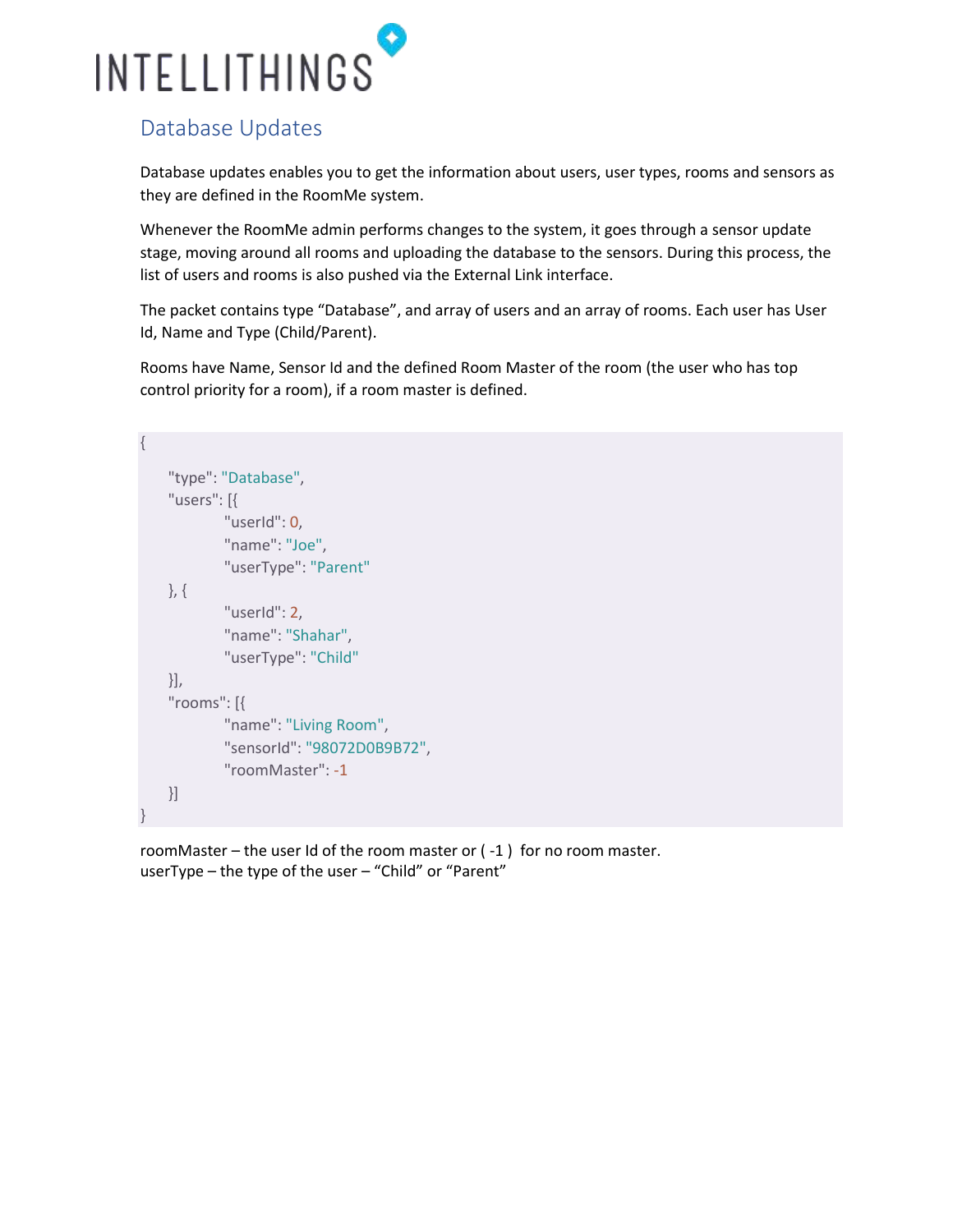## Database Updates

Database updates enables you to get the information about users, user types, rooms and sensors as they are defined in the RoomMe system.

Whenever the RoomMe admin performs changes to the system, it goes through a sensor update stage, moving around all rooms and uploading the database to the sensors. During this process, the list of users and rooms is also pushed via the External Link interface.

The packet contains type “Database”, and array of users and an array of rooms. Each user has User Id, Name and Type (Child/Parent).

Rooms have Name, Sensor Id and the defined Room Master of the room (the user who has top control priority for a room), if a room master is defined.

```
{
    "type": "Database",
    "users": [{
            "userId": 0,
            "name": "Joe",
            "userType": "Parent"
    }, {
            "userId": 2,
            "name": "Shahar",
            "userType": "Child"
    }],
    "rooms": [{
            "name": "Living Room",
            "sensorId": "98072D0B9B72",
            "roomMaster": -1
    }]
}
```

roomMaster – the user Id of the room master or ( -1 ) for no room master.
userType – the type of the user – “Child” or “Parent”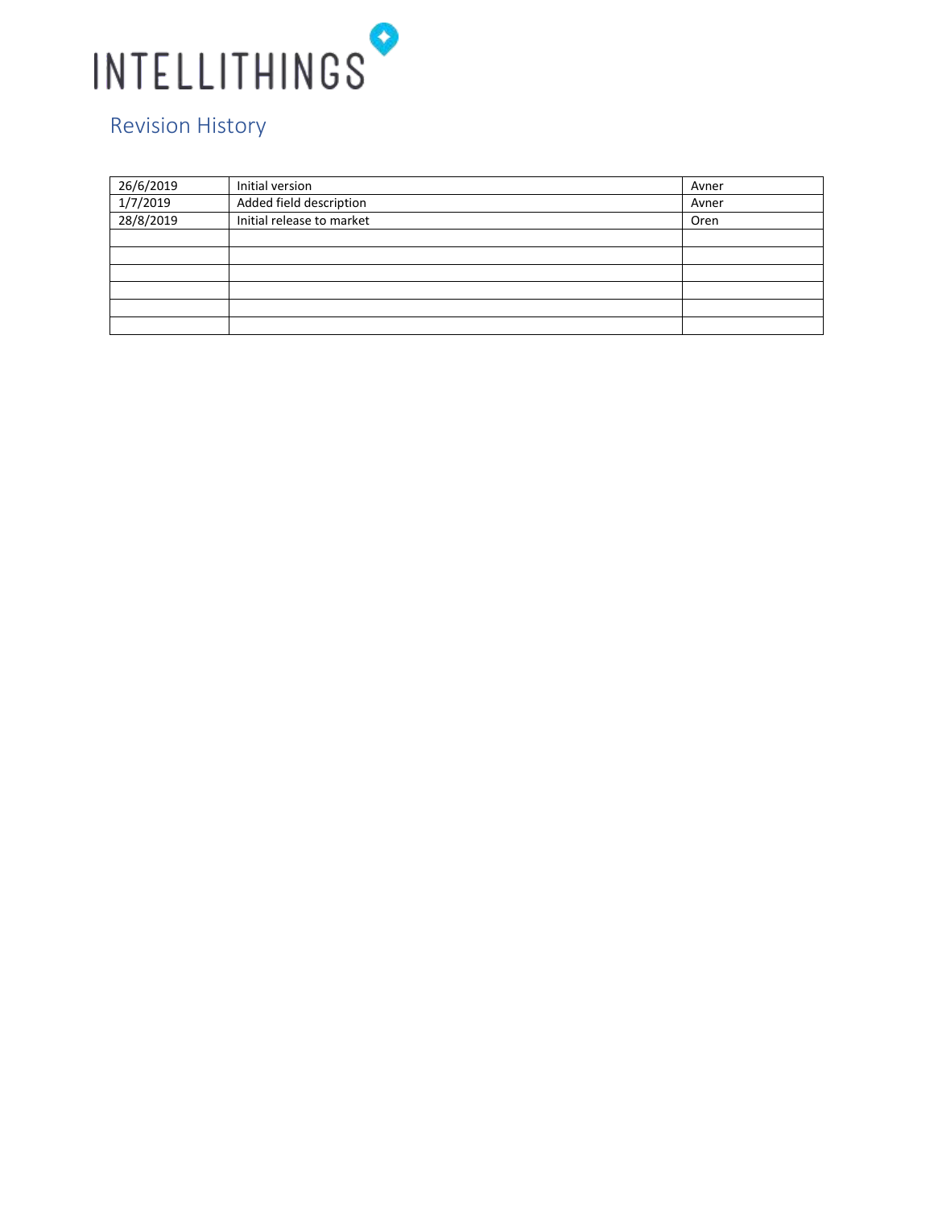INTELLITHINGS

## Revision History

| | | |
|---|---|---|
| 26/6/2019 | Initial version | Avner |
| 1/7/2019 | Added field description | Avner |
| 28/8/2019 | Initial release to market | Oren |
| | | |
| | | |
| | | |
| | | |
| | | |
| | | |